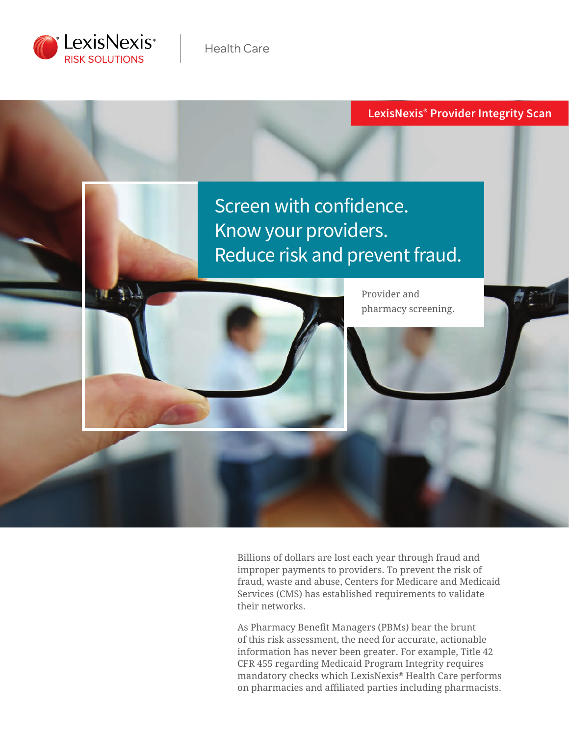LexisNexis® RISK SOLUTIONS | Health Care

**LexisNexis® Provider Integrity Scan**

# Screen with confidence. Know your providers. Reduce risk and prevent fraud.

Provider and pharmacy screening.

Billions of dollars are lost each year through fraud and improper payments to providers. To prevent the risk of fraud, waste and abuse, Centers for Medicare and Medicaid Services (CMS) has established requirements to validate their networks.

As Pharmacy Benefit Managers (PBMs) bear the brunt of this risk assessment, the need for accurate, actionable information has never been greater. For example, Title 42 CFR 455 regarding Medicaid Program Integrity requires mandatory checks which LexisNexis® Health Care performs on pharmacies and affiliated parties including pharmacists.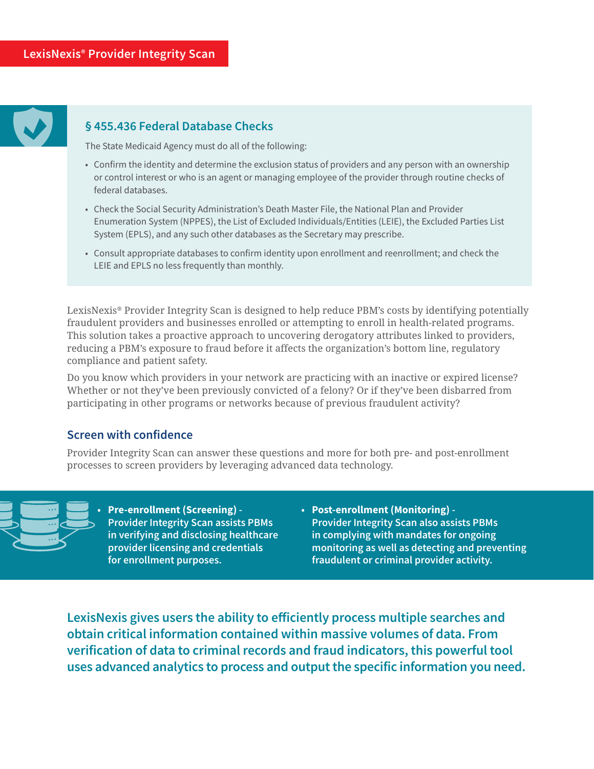LexisNexis® Provider Integrity Scan

## § 455.436 Federal Database Checks

The State Medicaid Agency must do all of the following:

- Confirm the identity and determine the exclusion status of providers and any person with an ownership or control interest or who is an agent or managing employee of the provider through routine checks of federal databases.
- Check the Social Security Administration's Death Master File, the National Plan and Provider Enumeration System (NPPES), the List of Excluded Individuals/Entities (LEIE), the Excluded Parties List System (EPLS), and any such other databases as the Secretary may prescribe.
- Consult appropriate databases to confirm identity upon enrollment and reenrollment; and check the LEIE and EPLS no less frequently than monthly.

LexisNexis® Provider Integrity Scan is designed to help reduce PBM's costs by identifying potentially fraudulent providers and businesses enrolled or attempting to enroll in health-related programs. This solution takes a proactive approach to uncovering derogatory attributes linked to providers, reducing a PBM's exposure to fraud before it affects the organization's bottom line, regulatory compliance and patient safety.

Do you know which providers in your network are practicing with an inactive or expired license? Whether or not they've been previously convicted of a felony? Or if they've been disbarred from participating in other programs or networks because of previous fraudulent activity?

## Screen with confidence

Provider Integrity Scan can answer these questions and more for both pre- and post-enrollment processes to screen providers by leveraging advanced data technology.

- **Pre-enrollment (Screening)** - Provider Integrity Scan assists PBMs in verifying and disclosing healthcare provider licensing and credentials for enrollment purposes.
- **Post-enrollment (Monitoring)** - Provider Integrity Scan also assists PBMs in complying with mandates for ongoing monitoring as well as detecting and preventing fraudulent or criminal provider activity.

**LexisNexis gives users the ability to efficiently process multiple searches and obtain critical information contained within massive volumes of data. From verification of data to criminal records and fraud indicators, this powerful tool uses advanced analytics to process and output the specific information you need.**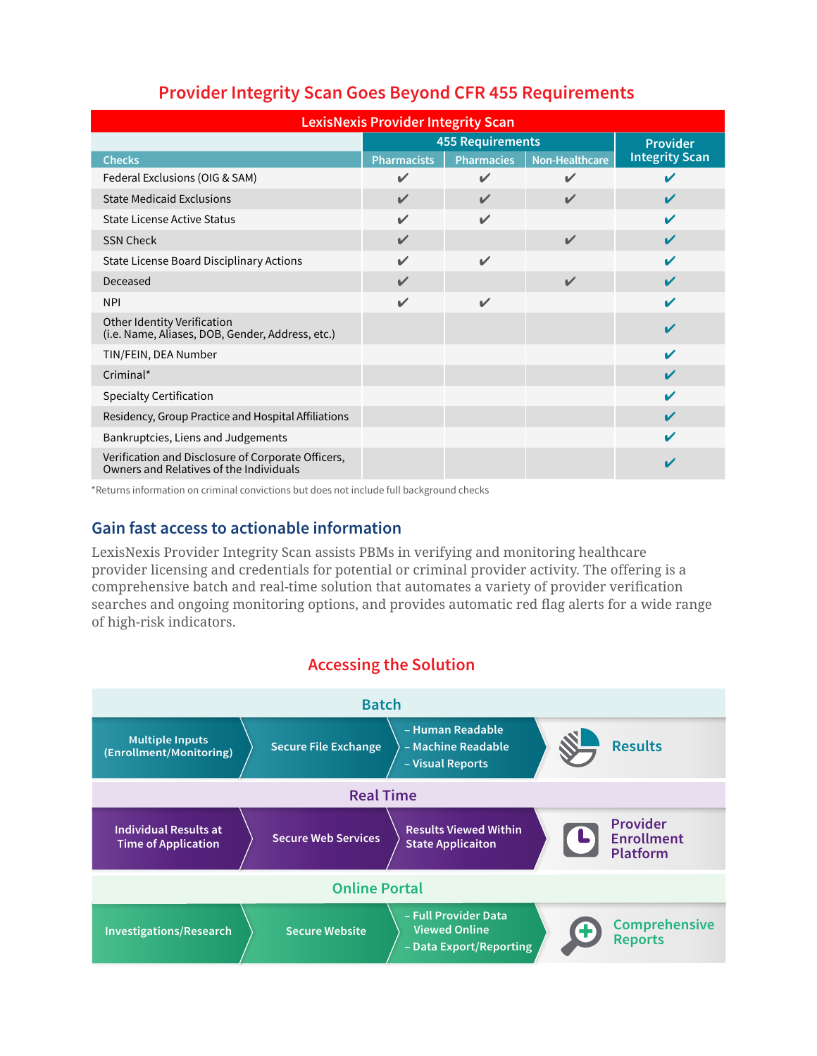## Provider Integrity Scan Goes Beyond CFR 455 Requirements

| LexisNexis Provider Integrity Scan | | | | |
|---|---|---|---|---|
| | 455 Requirements | | | Provider Integrity Scan |
| Checks | Pharmacists | Pharmacies | Non-Healthcare | |
| Federal Exclusions (OIG & SAM) | ✔ | ✔ | ✔ | ✔ |
| State Medicaid Exclusions | ✔ | ✔ | ✔ | ✔ |
| State License Active Status | ✔ | ✔ | | ✔ |
| SSN Check | ✔ | | ✔ | ✔ |
| State License Board Disciplinary Actions | ✔ | ✔ | | ✔ |
| Deceased | ✔ | | ✔ | ✔ |
| NPI | ✔ | ✔ | | ✔ |
| Other Identity Verification (i.e. Name, Aliases, DOB, Gender, Address, etc.) | | | | ✔ |
| TIN/FEIN, DEA Number | | | | ✔ |
| Criminal* | | | | ✔ |
| Specialty Certification | | | | ✔ |
| Residency, Group Practice and Hospital Affiliations | | | | ✔ |
| Bankruptcies, Liens and Judgements | | | | ✔ |
| Verification and Disclosure of Corporate Officers, Owners and Relatives of the Individuals | | | | ✔ |

*Returns information on criminal convictions but does not include full background checks

## Gain fast access to actionable information

LexisNexis Provider Integrity Scan assists PBMs in verifying and monitoring healthcare provider licensing and credentials for potential or criminal provider activity. The offering is a comprehensive batch and real-time solution that automates a variety of provider verification searches and ongoing monitoring options, and provides automatic red flag alerts for a wide range of high-risk indicators.

## Accessing the Solution

### Batch

Multiple Inputs (Enrollment/Monitoring) → Secure File Exchange → – Human Readable – Machine Readable – Visual Reports → **Results**

### Real Time

Individual Results at Time of Application → Secure Web Services → Results Viewed Within State Applicaiton → **Provider Enrollment Platform**

### Online Portal

Investigations/Research → Secure Website → – Full Provider Data Viewed Online – Data Export/Reporting → **Comprehensive Reports**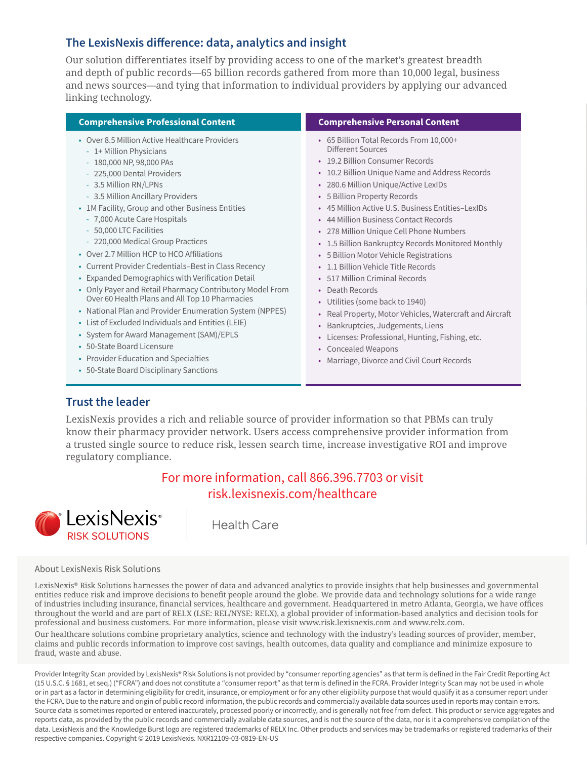## The LexisNexis difference: data, analytics and insight

Our solution differentiates itself by providing access to one of the market's greatest breadth and depth of public records—65 billion records gathered from more than 10,000 legal, business and news sources—and tying that information to individual providers by applying our advanced linking technology.

### Comprehensive Professional Content

- Over 8.5 Million Active Healthcare Providers
  - 1+ Million Physicians
  - 180,000 NP, 98,000 PAs
  - 225,000 Dental Providers
  - 3.5 Million RN/LPNs
  - 3.5 Million Ancillary Providers
- 1M Facility, Group and other Business Entities
  - 7,000 Acute Care Hospitals
  - 50,000 LTC Facilities
  - 220,000 Medical Group Practices
- Over 2.7 Million HCP to HCO Affiliations
- Current Provider Credentials–Best in Class Recency
- Expanded Demographics with Verification Detail
- Only Payer and Retail Pharmacy Contributory Model From Over 60 Health Plans and All Top 10 Pharmacies
- National Plan and Provider Enumeration System (NPPES)
- List of Excluded Individuals and Entities (LEIE)
- System for Award Management (SAM)/EPLS
- 50-State Board Licensure
- Provider Education and Specialties
- 50-State Board Disciplinary Sanctions

### Comprehensive Personal Content

- 65 Billion Total Records From 10,000+ Different Sources
- 19.2 Billion Consumer Records
- 10.2 Billion Unique Name and Address Records
- 280.6 Million Unique/Active LexIDs
- 5 Billion Property Records
- 45 Million Active U.S. Business Entities–LexIDs
- 44 Million Business Contact Records
- 278 Million Unique Cell Phone Numbers
- 1.5 Billion Bankruptcy Records Monitored Monthly
- 5 Billion Motor Vehicle Registrations
- 1.1 Billion Vehicle Title Records
- 517 Million Criminal Records
- Death Records
- Utilities (some back to 1940)
- Real Property, Motor Vehicles, Watercraft and Aircraft
- Bankruptcies, Judgements, Liens
- Licenses: Professional, Hunting, Fishing, etc.
- Concealed Weapons
- Marriage, Divorce and Civil Court Records

## Trust the leader

LexisNexis provides a rich and reliable source of provider information so that PBMs can truly know their pharmacy provider network. Users access comprehensive provider information from a trusted single source to reduce risk, lessen search time, increase investigative ROI and improve regulatory compliance.

For more information, call 866.396.7703 or visit risk.lexisnexis.com/healthcare

LexisNexis® RISK SOLUTIONS | Health Care

About LexisNexis Risk Solutions

LexisNexis® Risk Solutions harnesses the power of data and advanced analytics to provide insights that help businesses and governmental entities reduce risk and improve decisions to benefit people around the globe. We provide data and technology solutions for a wide range of industries including insurance, financial services, healthcare and government. Headquartered in metro Atlanta, Georgia, we have offices throughout the world and are part of RELX (LSE: REL/NYSE: RELX), a global provider of information-based analytics and decision tools for professional and business customers. For more information, please visit www.risk.lexisnexis.com and www.relx.com.

Our healthcare solutions combine proprietary analytics, science and technology with the industry's leading sources of provider, member, claims and public records information to improve cost savings, health outcomes, data quality and compliance and minimize exposure to fraud, waste and abuse.

Provider Integrity Scan provided by LexisNexis® Risk Solutions is not provided by "consumer reporting agencies" as that term is defined in the Fair Credit Reporting Act (15 U.S.C. § 1681, et seq.) ("FCRA") and does not constitute a "consumer report" as that term is defined in the FCRA. Provider Integrity Scan may not be used in whole or in part as a factor in determining eligibility for credit, insurance, or employment or for any other eligibility purpose that would qualify it as a consumer report under the FCRA. Due to the nature and origin of public record information, the public records and commercially available data sources used in reports may contain errors. Source data is sometimes reported or entered inaccurately, processed poorly or incorrectly, and is generally not free from defect. This product or service aggregates and reports data, as provided by the public records and commercially available data sources, and is not the source of the data, nor is it a comprehensive compilation of the data. LexisNexis and the Knowledge Burst logo are registered trademarks of RELX Inc. Other products and services may be trademarks or registered trademarks of their respective companies. Copyright © 2019 LexisNexis. NXR12109-03-0819-EN-US